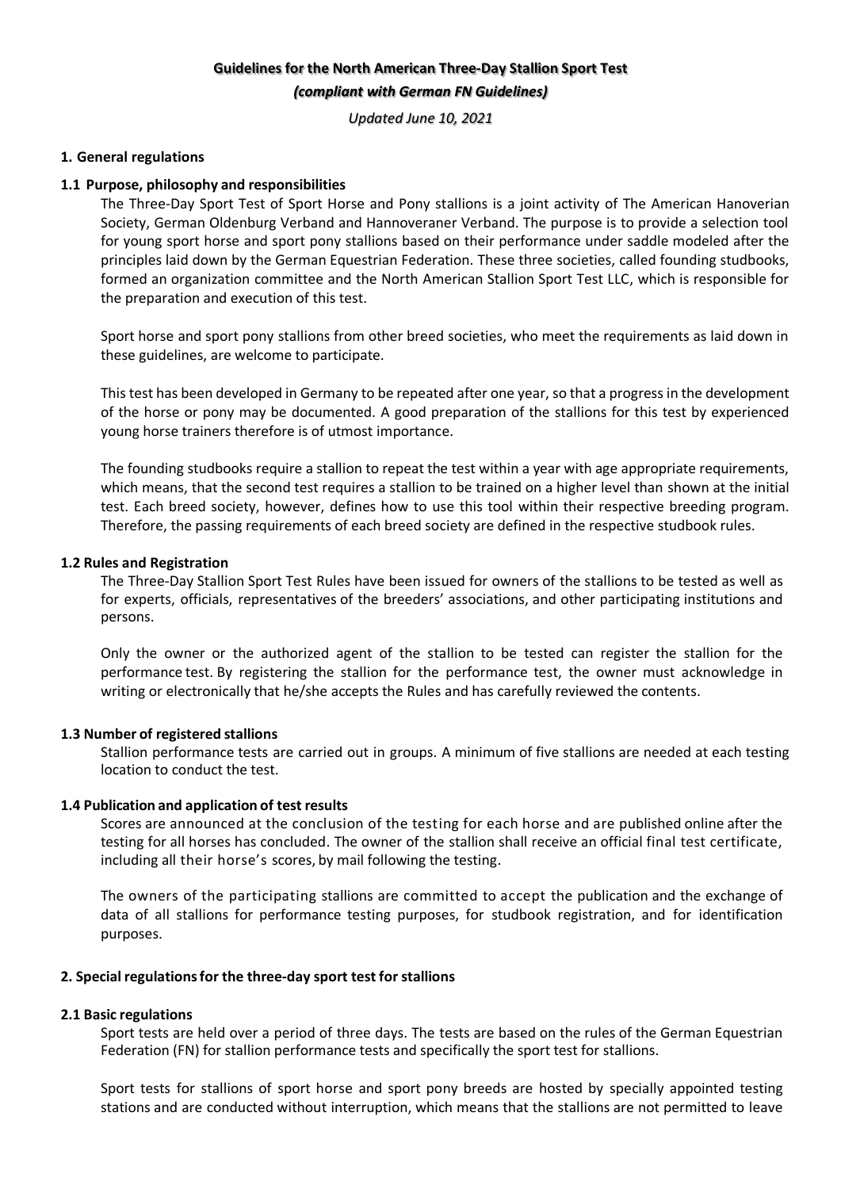# Guidelines for the North American Three-Day Stallion Sport Test

***(compliant with German FN Guidelines)***

*Updated June 10, 2021*

## 1. General regulations

### 1.1 Purpose, philosophy and responsibilities

The Three-Day Sport Test of Sport Horse and Pony stallions is a joint activity of The American Hanoverian Society, German Oldenburg Verband and Hannoveraner Verband. The purpose is to provide a selection tool for young sport horse and sport pony stallions based on their performance under saddle modeled after the principles laid down by the German Equestrian Federation. These three societies, called founding studbooks, formed an organization committee and the North American Stallion Sport Test LLC, which is responsible for the preparation and execution of this test.

Sport horse and sport pony stallions from other breed societies, who meet the requirements as laid down in these guidelines, are welcome to participate.

This test has been developed in Germany to be repeated after one year, so that a progress in the development of the horse or pony may be documented. A good preparation of the stallions for this test by experienced young horse trainers therefore is of utmost importance.

The founding studbooks require a stallion to repeat the test within a year with age appropriate requirements, which means, that the second test requires a stallion to be trained on a higher level than shown at the initial test. Each breed society, however, defines how to use this tool within their respective breeding program. Therefore, the passing requirements of each breed society are defined in the respective studbook rules.

### 1.2 Rules and Registration

The Three-Day Stallion Sport Test Rules have been issued for owners of the stallions to be tested as well as for experts, officials, representatives of the breeders' associations, and other participating institutions and persons.

Only the owner or the authorized agent of the stallion to be tested can register the stallion for the performance test. By registering the stallion for the performance test, the owner must acknowledge in writing or electronically that he/she accepts the Rules and has carefully reviewed the contents.

### 1.3 Number of registered stallions

Stallion performance tests are carried out in groups. A minimum of five stallions are needed at each testing location to conduct the test.

### 1.4 Publication and application of test results

Scores are announced at the conclusion of the testing for each horse and are published online after the testing for all horses has concluded. The owner of the stallion shall receive an official final test certificate, including all their horse's scores, by mail following the testing.

The owners of the participating stallions are committed to accept the publication and the exchange of data of all stallions for performance testing purposes, for studbook registration, and for identification purposes.

## 2. Special regulations for the three-day sport test for stallions

### 2.1 Basic regulations

Sport tests are held over a period of three days. The tests are based on the rules of the German Equestrian Federation (FN) for stallion performance tests and specifically the sport test for stallions.

Sport tests for stallions of sport horse and sport pony breeds are hosted by specially appointed testing stations and are conducted without interruption, which means that the stallions are not permitted to leave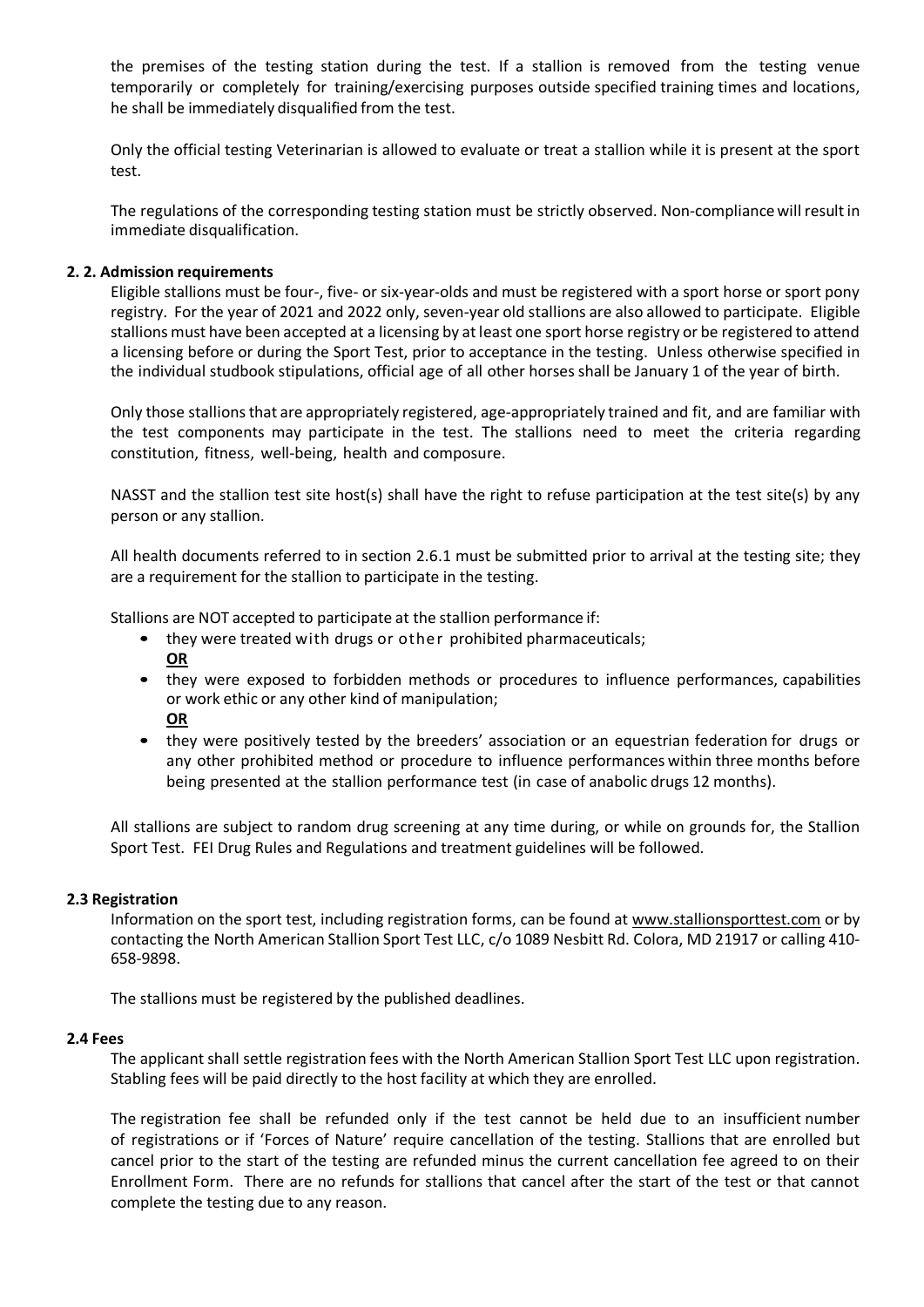the premises of the testing station during the test. If a stallion is removed from the testing venue temporarily or completely for training/exercising purposes outside specified training times and locations, he shall be immediately disqualified from the test.

Only the official testing Veterinarian is allowed to evaluate or treat a stallion while it is present at the sport test.

The regulations of the corresponding testing station must be strictly observed. Non-compliance will result in immediate disqualification.

### 2. 2. Admission requirements

Eligible stallions must be four-, five- or six-year-olds and must be registered with a sport horse or sport pony registry. For the year of 2021 and 2022 only, seven-year old stallions are also allowed to participate. Eligible stallions must have been accepted at a licensing by at least one sport horse registry or be registered to attend a licensing before or during the Sport Test, prior to acceptance in the testing. Unless otherwise specified in the individual studbook stipulations, official age of all other horses shall be January 1 of the year of birth.

Only those stallions that are appropriately registered, age-appropriately trained and fit, and are familiar with the test components may participate in the test. The stallions need to meet the criteria regarding constitution, fitness, well-being, health and composure.

NASST and the stallion test site host(s) shall have the right to refuse participation at the test site(s) by any person or any stallion.

All health documents referred to in section 2.6.1 must be submitted prior to arrival at the testing site; they are a requirement for the stallion to participate in the testing.

Stallions are NOT accepted to participate at the stallion performance if:

- they were treated with drugs or other prohibited pharmaceuticals;
  **OR**
- they were exposed to forbidden methods or procedures to influence performances, capabilities or work ethic or any other kind of manipulation;
  **OR**
- they were positively tested by the breeders' association or an equestrian federation for drugs or any other prohibited method or procedure to influence performances within three months before being presented at the stallion performance test (in case of anabolic drugs 12 months).

All stallions are subject to random drug screening at any time during, or while on grounds for, the Stallion Sport Test. FEI Drug Rules and Regulations and treatment guidelines will be followed.

### 2.3 Registration

Information on the sport test, including registration forms, can be found at www.stallionsporttest.com or by contacting the North American Stallion Sport Test LLC, c/o 1089 Nesbitt Rd. Colora, MD 21917 or calling 410-658-9898.

The stallions must be registered by the published deadlines.

### 2.4 Fees

The applicant shall settle registration fees with the North American Stallion Sport Test LLC upon registration. Stabling fees will be paid directly to the host facility at which they are enrolled.

The registration fee shall be refunded only if the test cannot be held due to an insufficient number of registrations or if 'Forces of Nature' require cancellation of the testing. Stallions that are enrolled but cancel prior to the start of the testing are refunded minus the current cancellation fee agreed to on their Enrollment Form. There are no refunds for stallions that cancel after the start of the test or that cannot complete the testing due to any reason.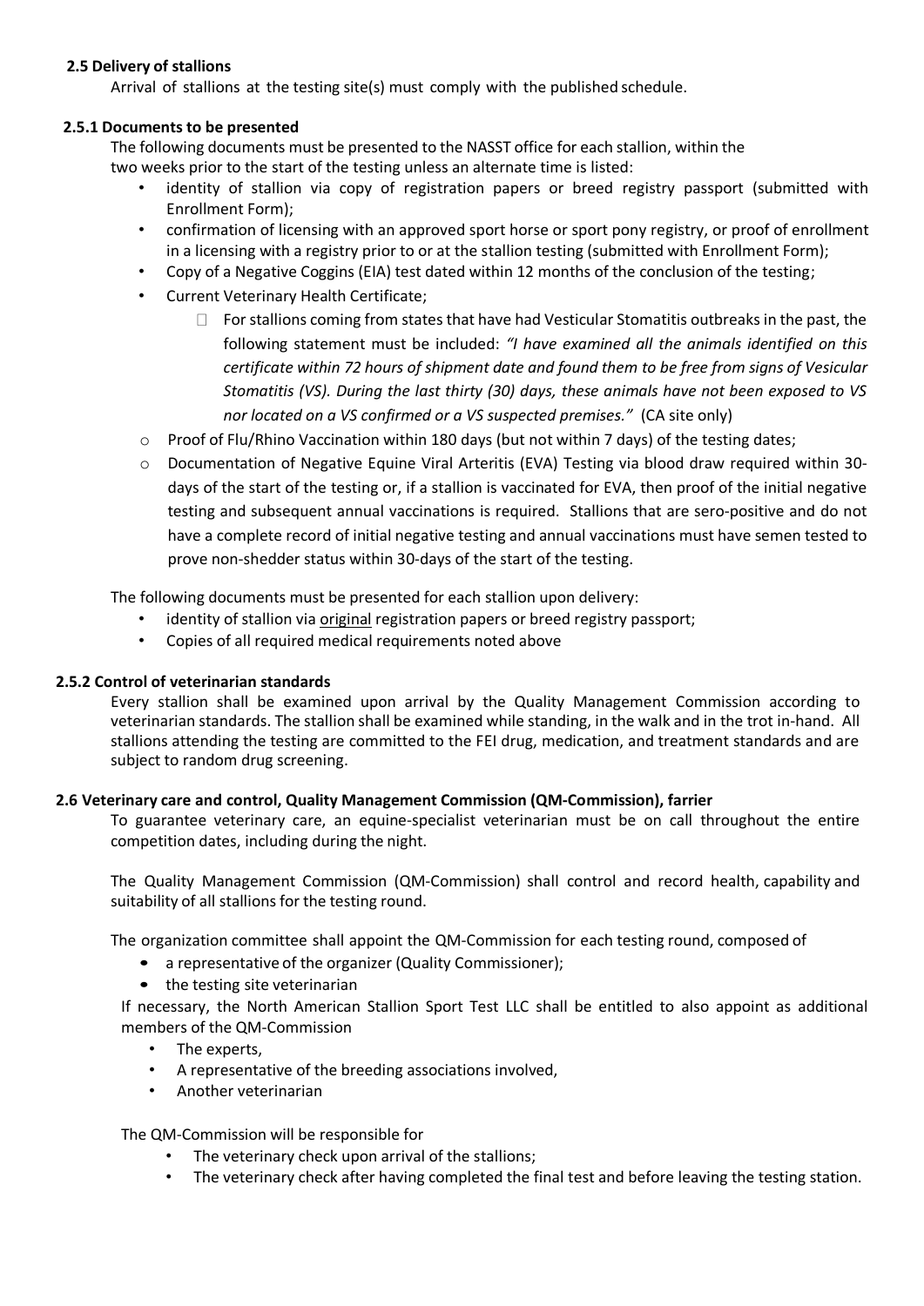**2.5 Delivery of stallions**

Arrival of stallions at the testing site(s) must comply with the published schedule.

**2.5.1 Documents to be presented**

The following documents must be presented to the NASST office for each stallion, within the two weeks prior to the start of the testing unless an alternate time is listed:

- identity of stallion via copy of registration papers or breed registry passport (submitted with Enrollment Form);
- confirmation of licensing with an approved sport horse or sport pony registry, or proof of enrollment in a licensing with a registry prior to or at the stallion testing (submitted with Enrollment Form);
- Copy of a Negative Coggins (EIA) test dated within 12 months of the conclusion of the testing;
- Current Veterinary Health Certificate;
  - For stallions coming from states that have had Vesicular Stomatitis outbreaks in the past, the following statement must be included: *"I have examined all the animals identified on this certificate within 72 hours of shipment date and found them to be free from signs of Vesicular Stomatitis (VS). During the last thirty (30) days, these animals have not been exposed to VS nor located on a VS confirmed or a VS suspected premises."* (CA site only)
- Proof of Flu/Rhino Vaccination within 180 days (but not within 7 days) of the testing dates;
- Documentation of Negative Equine Viral Arteritis (EVA) Testing via blood draw required within 30-days of the start of the testing or, if a stallion is vaccinated for EVA, then proof of the initial negative testing and subsequent annual vaccinations is required. Stallions that are sero-positive and do not have a complete record of initial negative testing and annual vaccinations must have semen tested to prove non-shedder status within 30-days of the start of the testing.

The following documents must be presented for each stallion upon delivery:

- identity of stallion via original registration papers or breed registry passport;
- Copies of all required medical requirements noted above

**2.5.2 Control of veterinarian standards**

Every stallion shall be examined upon arrival by the Quality Management Commission according to veterinarian standards. The stallion shall be examined while standing, in the walk and in the trot in-hand. All stallions attending the testing are committed to the FEI drug, medication, and treatment standards and are subject to random drug screening.

**2.6 Veterinary care and control, Quality Management Commission (QM-Commission), farrier**

To guarantee veterinary care, an equine-specialist veterinarian must be on call throughout the entire competition dates, including during the night.

The Quality Management Commission (QM-Commission) shall control and record health, capability and suitability of all stallions for the testing round.

The organization committee shall appoint the QM-Commission for each testing round, composed of

- a representative of the organizer (Quality Commissioner);
- the testing site veterinarian

If necessary, the North American Stallion Sport Test LLC shall be entitled to also appoint as additional members of the QM-Commission

- The experts,
- A representative of the breeding associations involved,
- Another veterinarian

The QM-Commission will be responsible for

- The veterinary check upon arrival of the stallions;
- The veterinary check after having completed the final test and before leaving the testing station.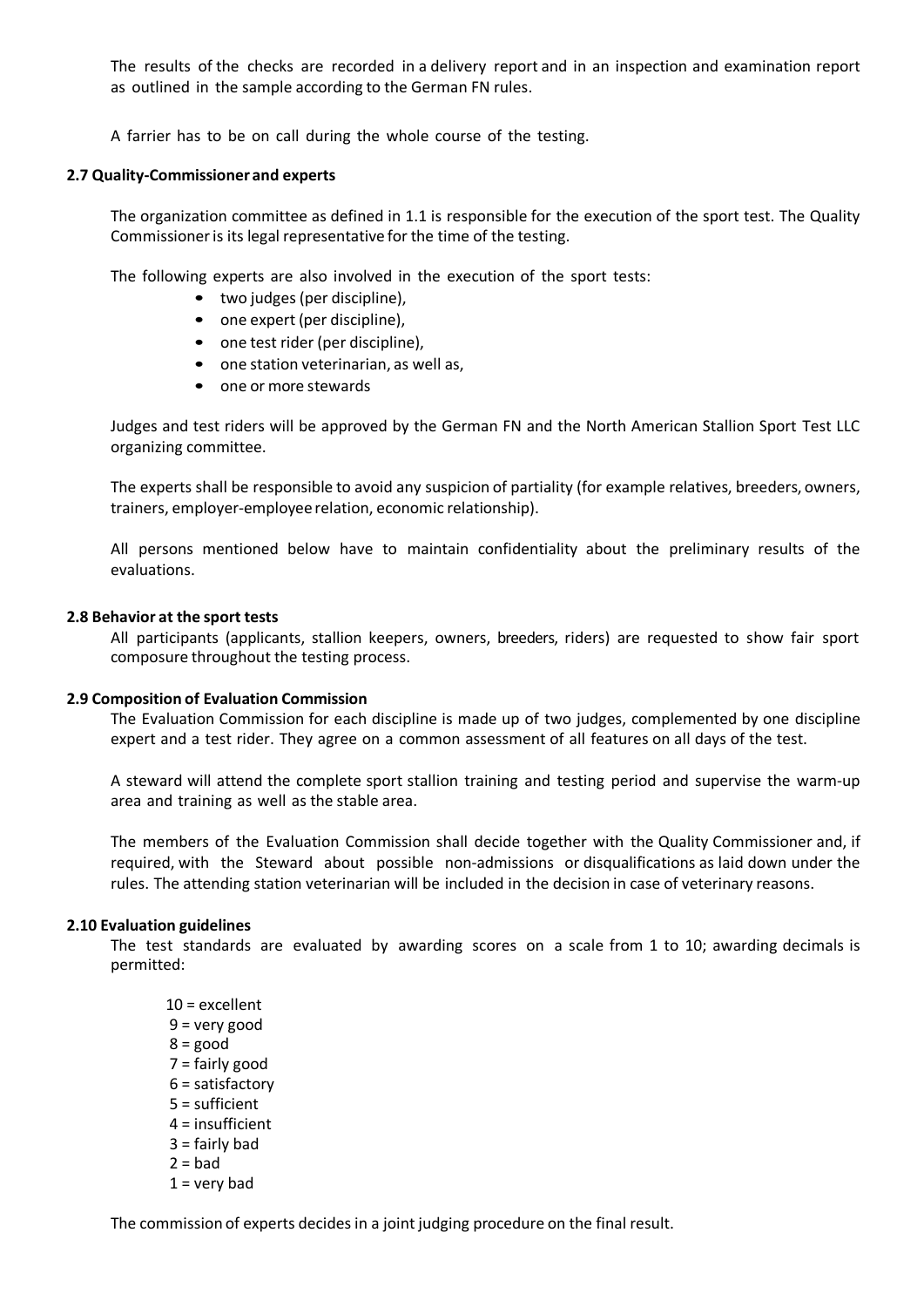The results of the checks are recorded in a delivery report and in an inspection and examination report as outlined in the sample according to the German FN rules.

A farrier has to be on call during the whole course of the testing.

### 2.7 Quality-Commissioner and experts

The organization committee as defined in 1.1 is responsible for the execution of the sport test. The Quality Commissioner is its legal representative for the time of the testing.

The following experts are also involved in the execution of the sport tests:

- two judges (per discipline),
- one expert (per discipline),
- one test rider (per discipline),
- one station veterinarian, as well as,
- one or more stewards

Judges and test riders will be approved by the German FN and the North American Stallion Sport Test LLC organizing committee.

The experts shall be responsible to avoid any suspicion of partiality (for example relatives, breeders, owners, trainers, employer-employee relation, economic relationship).

All persons mentioned below have to maintain confidentiality about the preliminary results of the evaluations.

### 2.8 Behavior at the sport tests

All participants (applicants, stallion keepers, owners, breeders, riders) are requested to show fair sport composure throughout the testing process.

### 2.9 Composition of Evaluation Commission

The Evaluation Commission for each discipline is made up of two judges, complemented by one discipline expert and a test rider. They agree on a common assessment of all features on all days of the test.

A steward will attend the complete sport stallion training and testing period and supervise the warm-up area and training as well as the stable area.

The members of the Evaluation Commission shall decide together with the Quality Commissioner and, if required, with the Steward about possible non-admissions or disqualifications as laid down under the rules. The attending station veterinarian will be included in the decision in case of veterinary reasons.

### 2.10 Evaluation guidelines

The test standards are evaluated by awarding scores on a scale from 1 to 10; awarding decimals is permitted:

10 = excellent
9 = very good
8 = good
7 = fairly good
6 = satisfactory
5 = sufficient
4 = insufficient
3 = fairly bad
2 = bad
1 = very bad

The commission of experts decides in a joint judging procedure on the final result.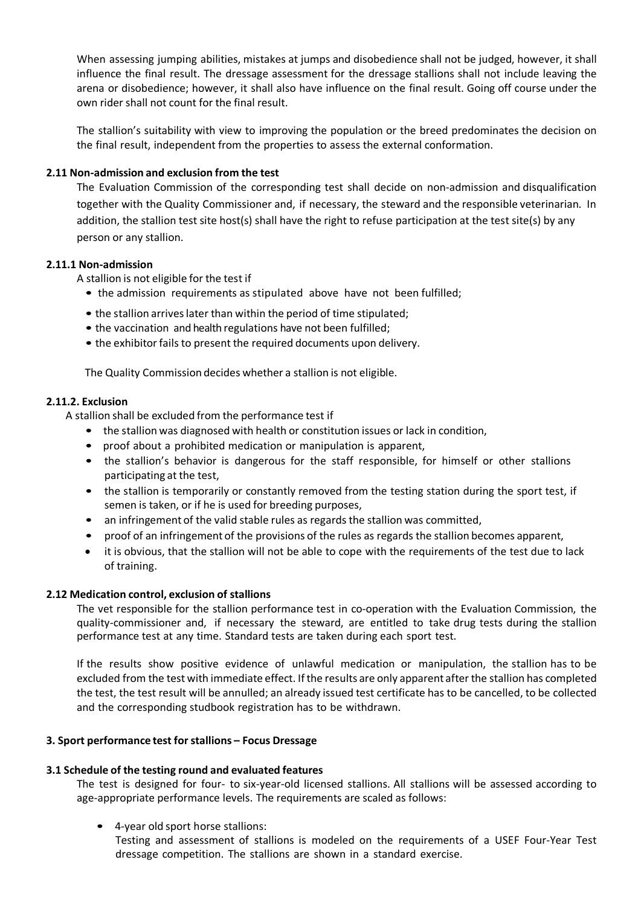When assessing jumping abilities, mistakes at jumps and disobedience shall not be judged, however, it shall influence the final result. The dressage assessment for the dressage stallions shall not include leaving the arena or disobedience; however, it shall also have influence on the final result. Going off course under the own rider shall not count for the final result.

The stallion's suitability with view to improving the population or the breed predominates the decision on the final result, independent from the properties to assess the external conformation.

### 2.11 Non-admission and exclusion from the test

The Evaluation Commission of the corresponding test shall decide on non-admission and disqualification together with the Quality Commissioner and, if necessary, the steward and the responsible veterinarian. In addition, the stallion test site host(s) shall have the right to refuse participation at the test site(s) by any person or any stallion.

#### 2.11.1 Non-admission

A stallion is not eligible for the test if

- the admission requirements as stipulated above have not been fulfilled;
- the stallion arrives later than within the period of time stipulated;
- the vaccination and health regulations have not been fulfilled;
- the exhibitor fails to present the required documents upon delivery.

The Quality Commission decides whether a stallion is not eligible.

#### 2.11.2. Exclusion

A stallion shall be excluded from the performance test if

- the stallion was diagnosed with health or constitution issues or lack in condition,
- proof about a prohibited medication or manipulation is apparent,
- the stallion's behavior is dangerous for the staff responsible, for himself or other stallions participating at the test,
- the stallion is temporarily or constantly removed from the testing station during the sport test, if semen is taken, or if he is used for breeding purposes,
- an infringement of the valid stable rules as regards the stallion was committed,
- proof of an infringement of the provisions of the rules as regards the stallion becomes apparent,
- it is obvious, that the stallion will not be able to cope with the requirements of the test due to lack of training.

### 2.12 Medication control, exclusion of stallions

The vet responsible for the stallion performance test in co-operation with the Evaluation Commission, the quality-commissioner and, if necessary the steward, are entitled to take drug tests during the stallion performance test at any time. Standard tests are taken during each sport test.

If the results show positive evidence of unlawful medication or manipulation, the stallion has to be excluded from the test with immediate effect. If the results are only apparent after the stallion has completed the test, the test result will be annulled; an already issued test certificate has to be cancelled, to be collected and the corresponding studbook registration has to be withdrawn.

## 3. Sport performance test for stallions – Focus Dressage

### 3.1 Schedule of the testing round and evaluated features

The test is designed for four- to six-year-old licensed stallions. All stallions will be assessed according to age-appropriate performance levels. The requirements are scaled as follows:

- 4-year old sport horse stallions:
  Testing and assessment of stallions is modeled on the requirements of a USEF Four-Year Test dressage competition. The stallions are shown in a standard exercise.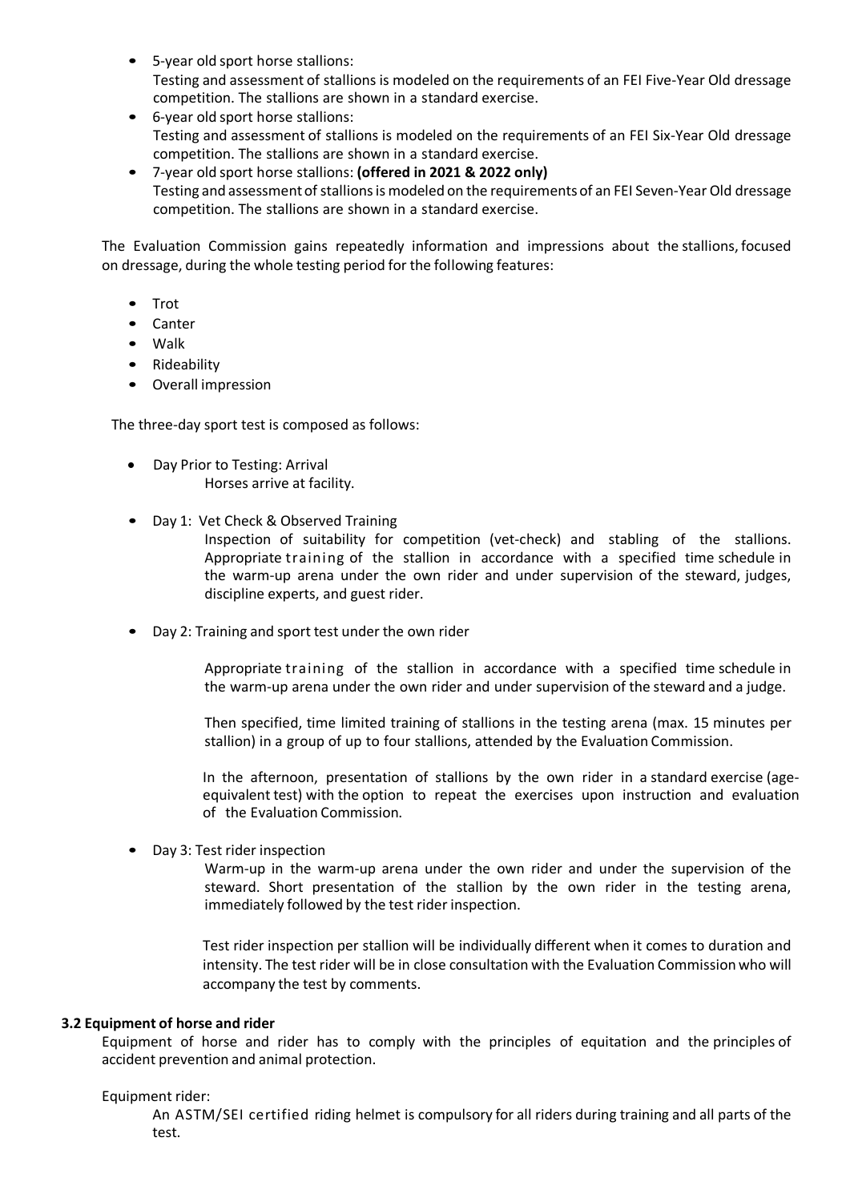- 5-year old sport horse stallions:
  Testing and assessment of stallions is modeled on the requirements of an FEI Five-Year Old dressage competition. The stallions are shown in a standard exercise.
- 6-year old sport horse stallions:
  Testing and assessment of stallions is modeled on the requirements of an FEI Six-Year Old dressage competition. The stallions are shown in a standard exercise.
- 7-year old sport horse stallions: **(offered in 2021 & 2022 only)**
  Testing and assessment of stallions is modeled on the requirements of an FEI Seven-Year Old dressage competition. The stallions are shown in a standard exercise.

The Evaluation Commission gains repeatedly information and impressions about the stallions, focused on dressage, during the whole testing period for the following features:

- Trot
- Canter
- Walk
- Rideability
- Overall impression

The three-day sport test is composed as follows:

- Day Prior to Testing: Arrival
  Horses arrive at facility.

- Day 1: Vet Check & Observed Training
  Inspection of suitability for competition (vet-check) and stabling of the stallions. Appropriate training of the stallion in accordance with a specified time schedule in the warm-up arena under the own rider and under supervision of the steward, judges, discipline experts, and guest rider.

- Day 2: Training and sport test under the own rider

  Appropriate training of the stallion in accordance with a specified time schedule in the warm-up arena under the own rider and under supervision of the steward and a judge.

  Then specified, time limited training of stallions in the testing arena (max. 15 minutes per stallion) in a group of up to four stallions, attended by the Evaluation Commission.

  In the afternoon, presentation of stallions by the own rider in a standard exercise (age-equivalent test) with the option to repeat the exercises upon instruction and evaluation of the Evaluation Commission.

- Day 3: Test rider inspection
  Warm-up in the warm-up arena under the own rider and under the supervision of the steward. Short presentation of the stallion by the own rider in the testing arena, immediately followed by the test rider inspection.

  Test rider inspection per stallion will be individually different when it comes to duration and intensity. The test rider will be in close consultation with the Evaluation Commission who will accompany the test by comments.

**3.2 Equipment of horse and rider**

Equipment of horse and rider has to comply with the principles of equitation and the principles of accident prevention and animal protection.

Equipment rider:

An ASTM/SEI certified riding helmet is compulsory for all riders during training and all parts of the test.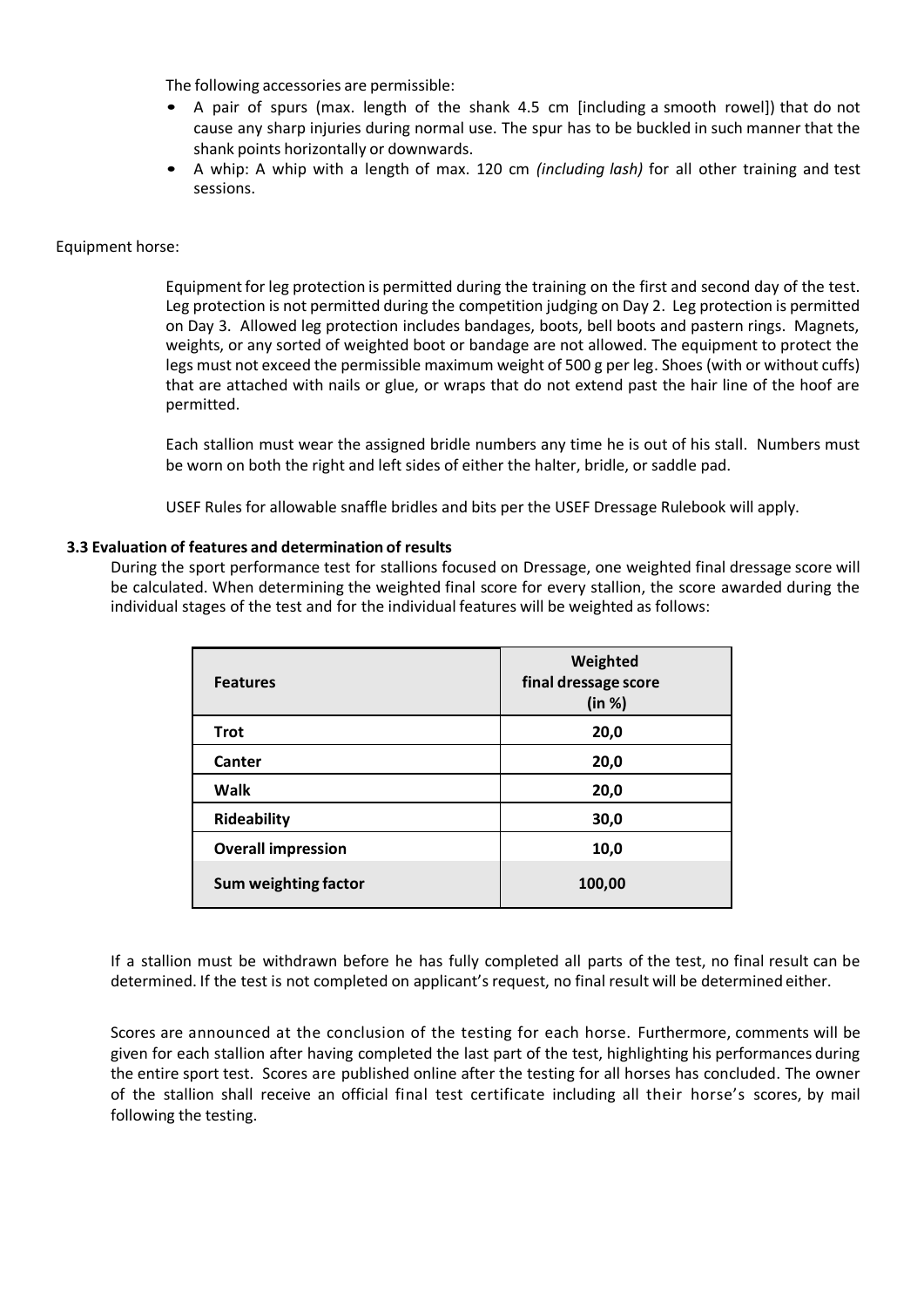The following accessories are permissible:

- A pair of spurs (max. length of the shank 4.5 cm [including a smooth rowel]) that do not cause any sharp injuries during normal use. The spur has to be buckled in such manner that the shank points horizontally or downwards.
- A whip: A whip with a length of max. 120 cm *(including lash)* for all other training and test sessions.

Equipment horse:

Equipment for leg protection is permitted during the training on the first and second day of the test. Leg protection is not permitted during the competition judging on Day 2. Leg protection is permitted on Day 3. Allowed leg protection includes bandages, boots, bell boots and pastern rings. Magnets, weights, or any sorted of weighted boot or bandage are not allowed. The equipment to protect the legs must not exceed the permissible maximum weight of 500 g per leg. Shoes (with or without cuffs) that are attached with nails or glue, or wraps that do not extend past the hair line of the hoof are permitted.

Each stallion must wear the assigned bridle numbers any time he is out of his stall. Numbers must be worn on both the right and left sides of either the halter, bridle, or saddle pad.

USEF Rules for allowable snaffle bridles and bits per the USEF Dressage Rulebook will apply.

### 3.3 Evaluation of features and determination of results

During the sport performance test for stallions focused on Dressage, one weighted final dressage score will be calculated. When determining the weighted final score for every stallion, the score awarded during the individual stages of the test and for the individual features will be weighted as follows:

| Features | Weighted final dressage score (in %) |
|---|---|
| **Trot** | **20,0** |
| **Canter** | **20,0** |
| **Walk** | **20,0** |
| **Rideability** | **30,0** |
| **Overall impression** | **10,0** |
| **Sum weighting factor** | **100,00** |

If a stallion must be withdrawn before he has fully completed all parts of the test, no final result can be determined. If the test is not completed on applicant's request, no final result will be determined either.

Scores are announced at the conclusion of the testing for each horse. Furthermore, comments will be given for each stallion after having completed the last part of the test, highlighting his performances during the entire sport test. Scores are published online after the testing for all horses has concluded. The owner of the stallion shall receive an official final test certificate including all their horse's scores, by mail following the testing.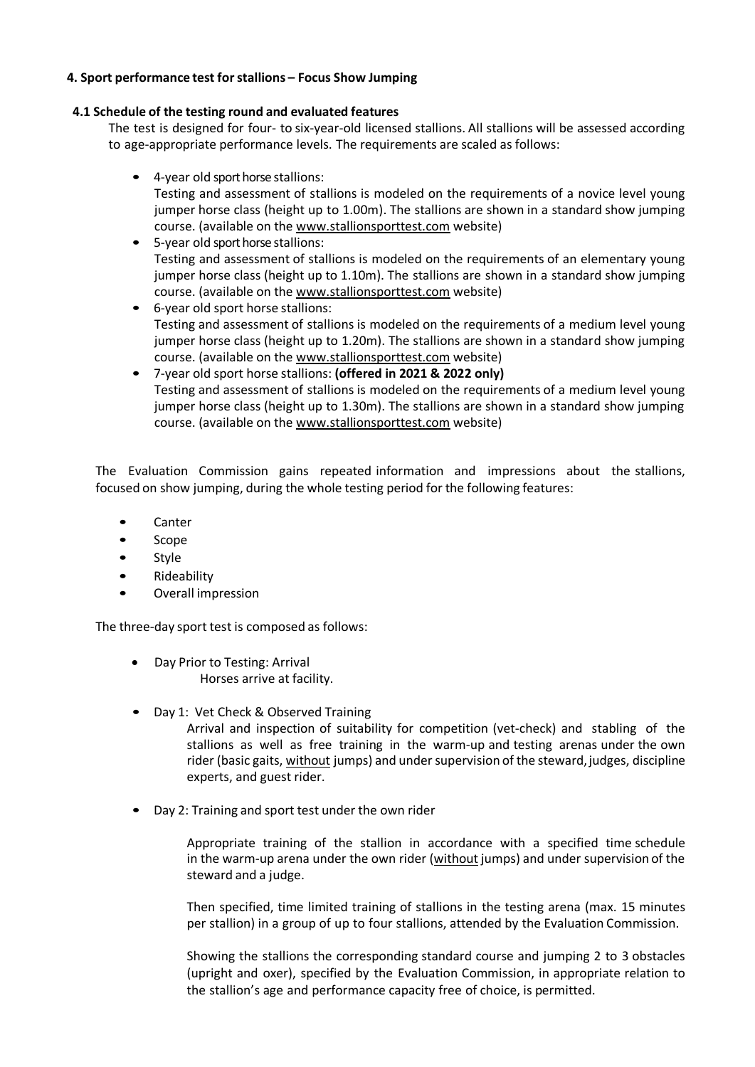## 4. Sport performance test for stallions – Focus Show Jumping

### 4.1 Schedule of the testing round and evaluated features

The test is designed for four- to six-year-old licensed stallions. All stallions will be assessed according to age-appropriate performance levels. The requirements are scaled as follows:

- 4-year old sport horse stallions:
  Testing and assessment of stallions is modeled on the requirements of a novice level young jumper horse class (height up to 1.00m). The stallions are shown in a standard show jumping course. (available on the www.stallionsporttest.com website)
- 5-year old sport horse stallions:
  Testing and assessment of stallions is modeled on the requirements of an elementary young jumper horse class (height up to 1.10m). The stallions are shown in a standard show jumping course. (available on the www.stallionsporttest.com website)
- 6-year old sport horse stallions:
  Testing and assessment of stallions is modeled on the requirements of a medium level young jumper horse class (height up to 1.20m). The stallions are shown in a standard show jumping course. (available on the www.stallionsporttest.com website)
- 7-year old sport horse stallions: **(offered in 2021 & 2022 only)**
  Testing and assessment of stallions is modeled on the requirements of a medium level young jumper horse class (height up to 1.30m). The stallions are shown in a standard show jumping course. (available on the www.stallionsporttest.com website)

The Evaluation Commission gains repeated information and impressions about the stallions, focused on show jumping, during the whole testing period for the following features:

- Canter
- Scope
- Style
- Rideability
- Overall impression

The three-day sport test is composed as follows:

- Day Prior to Testing: Arrival
  Horses arrive at facility.
- Day 1: Vet Check & Observed Training
  Arrival and inspection of suitability for competition (vet-check) and stabling of the stallions as well as free training in the warm-up and testing arenas under the own rider (basic gaits, without jumps) and under supervision of the steward, judges, discipline experts, and guest rider.
- Day 2: Training and sport test under the own rider

  Appropriate training of the stallion in accordance with a specified time schedule in the warm-up arena under the own rider (without jumps) and under supervision of the steward and a judge.

  Then specified, time limited training of stallions in the testing arena (max. 15 minutes per stallion) in a group of up to four stallions, attended by the Evaluation Commission.

  Showing the stallions the corresponding standard course and jumping 2 to 3 obstacles (upright and oxer), specified by the Evaluation Commission, in appropriate relation to the stallion's age and performance capacity free of choice, is permitted.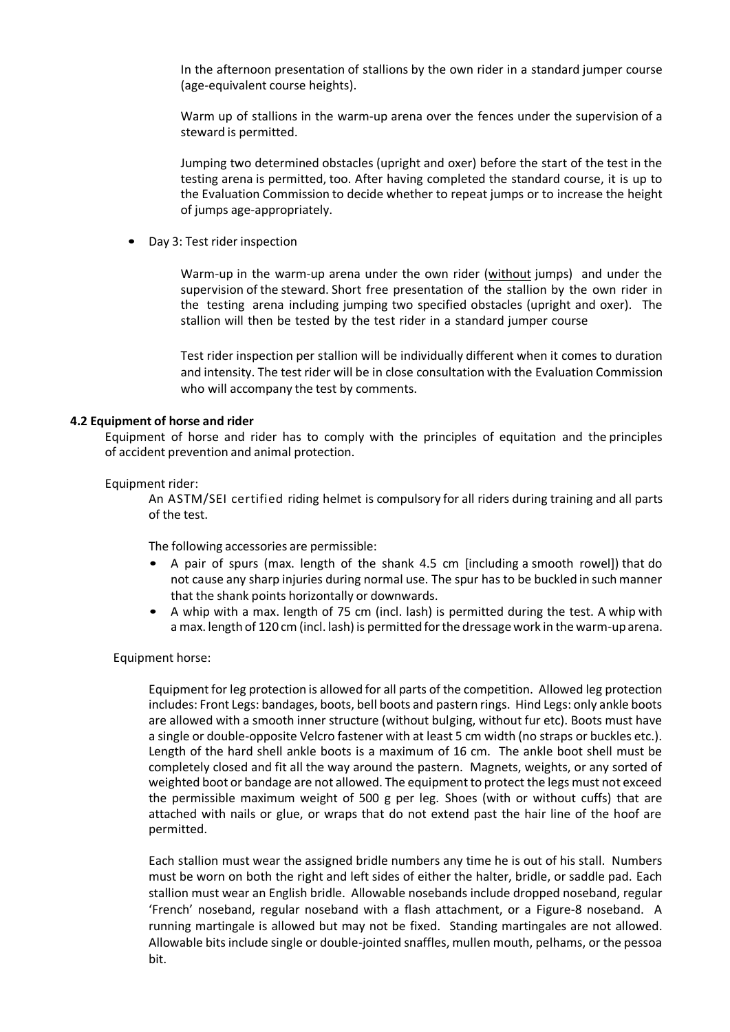In the afternoon presentation of stallions by the own rider in a standard jumper course (age-equivalent course heights).

Warm up of stallions in the warm-up arena over the fences under the supervision of a steward is permitted.

Jumping two determined obstacles (upright and oxer) before the start of the test in the testing arena is permitted, too. After having completed the standard course, it is up to the Evaluation Commission to decide whether to repeat jumps or to increase the height of jumps age-appropriately.

- Day 3: Test rider inspection

  Warm-up in the warm-up arena under the own rider (<u>without</u> jumps) and under the supervision of the steward. Short free presentation of the stallion by the own rider in the testing arena including jumping two specified obstacles (upright and oxer). The stallion will then be tested by the test rider in a standard jumper course

  Test rider inspection per stallion will be individually different when it comes to duration and intensity. The test rider will be in close consultation with the Evaluation Commission who will accompany the test by comments.

### 4.2 Equipment of horse and rider

Equipment of horse and rider has to comply with the principles of equitation and the principles of accident prevention and animal protection.

Equipment rider:

An ASTM/SEI certified riding helmet is compulsory for all riders during training and all parts of the test.

The following accessories are permissible:

- A pair of spurs (max. length of the shank 4.5 cm [including a smooth rowel]) that do not cause any sharp injuries during normal use. The spur has to be buckled in such manner that the shank points horizontally or downwards.
- A whip with a max. length of 75 cm (incl. lash) is permitted during the test. A whip with a max. length of 120 cm (incl. lash) is permitted for the dressage work in the warm-up arena.

Equipment horse:

Equipment for leg protection is allowed for all parts of the competition. Allowed leg protection includes: Front Legs: bandages, boots, bell boots and pastern rings. Hind Legs: only ankle boots are allowed with a smooth inner structure (without bulging, without fur etc). Boots must have a single or double-opposite Velcro fastener with at least 5 cm width (no straps or buckles etc.). Length of the hard shell ankle boots is a maximum of 16 cm. The ankle boot shell must be completely closed and fit all the way around the pastern. Magnets, weights, or any sorted of weighted boot or bandage are not allowed. The equipment to protect the legs must not exceed the permissible maximum weight of 500 g per leg. Shoes (with or without cuffs) that are attached with nails or glue, or wraps that do not extend past the hair line of the hoof are permitted.

Each stallion must wear the assigned bridle numbers any time he is out of his stall. Numbers must be worn on both the right and left sides of either the halter, bridle, or saddle pad. Each stallion must wear an English bridle. Allowable nosebands include dropped noseband, regular 'French' noseband, regular noseband with a flash attachment, or a Figure-8 noseband. A running martingale is allowed but may not be fixed. Standing martingales are not allowed. Allowable bits include single or double-jointed snaffles, mullen mouth, pelhams, or the pessoa bit.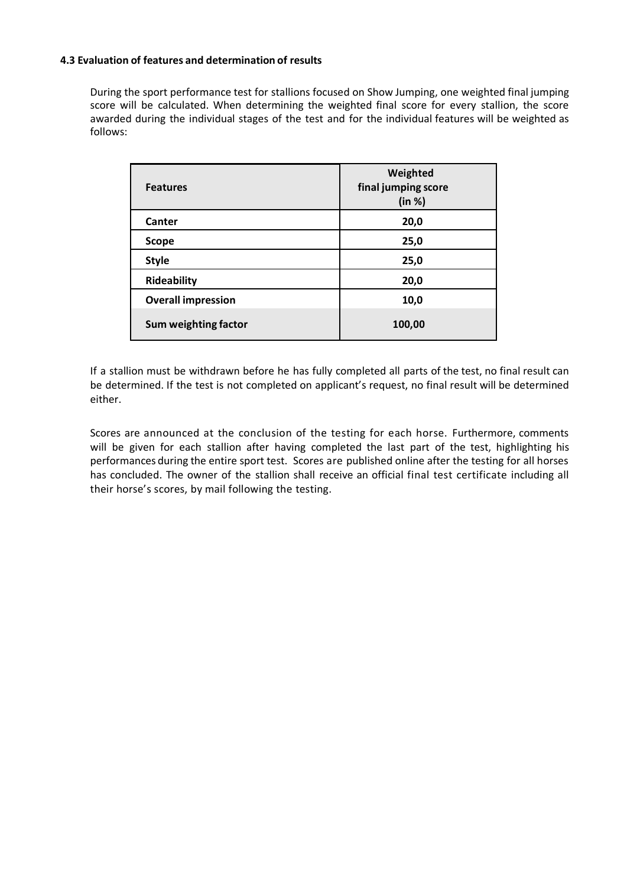### 4.3 Evaluation of features and determination of results

During the sport performance test for stallions focused on Show Jumping, one weighted final jumping score will be calculated. When determining the weighted final score for every stallion, the score awarded during the individual stages of the test and for the individual features will be weighted as follows:

| **Features** | **Weighted final jumping score (in %)** |
|---|---|
| **Canter** | **20,0** |
| **Scope** | **25,0** |
| **Style** | **25,0** |
| **Rideability** | **20,0** |
| **Overall impression** | **10,0** |
| **Sum weighting factor** | **100,00** |

If a stallion must be withdrawn before he has fully completed all parts of the test, no final result can be determined. If the test is not completed on applicant's request, no final result will be determined either.

Scores are announced at the conclusion of the testing for each horse. Furthermore, comments will be given for each stallion after having completed the last part of the test, highlighting his performances during the entire sport test. Scores are published online after the testing for all horses has concluded. The owner of the stallion shall receive an official final test certificate including all their horse's scores, by mail following the testing.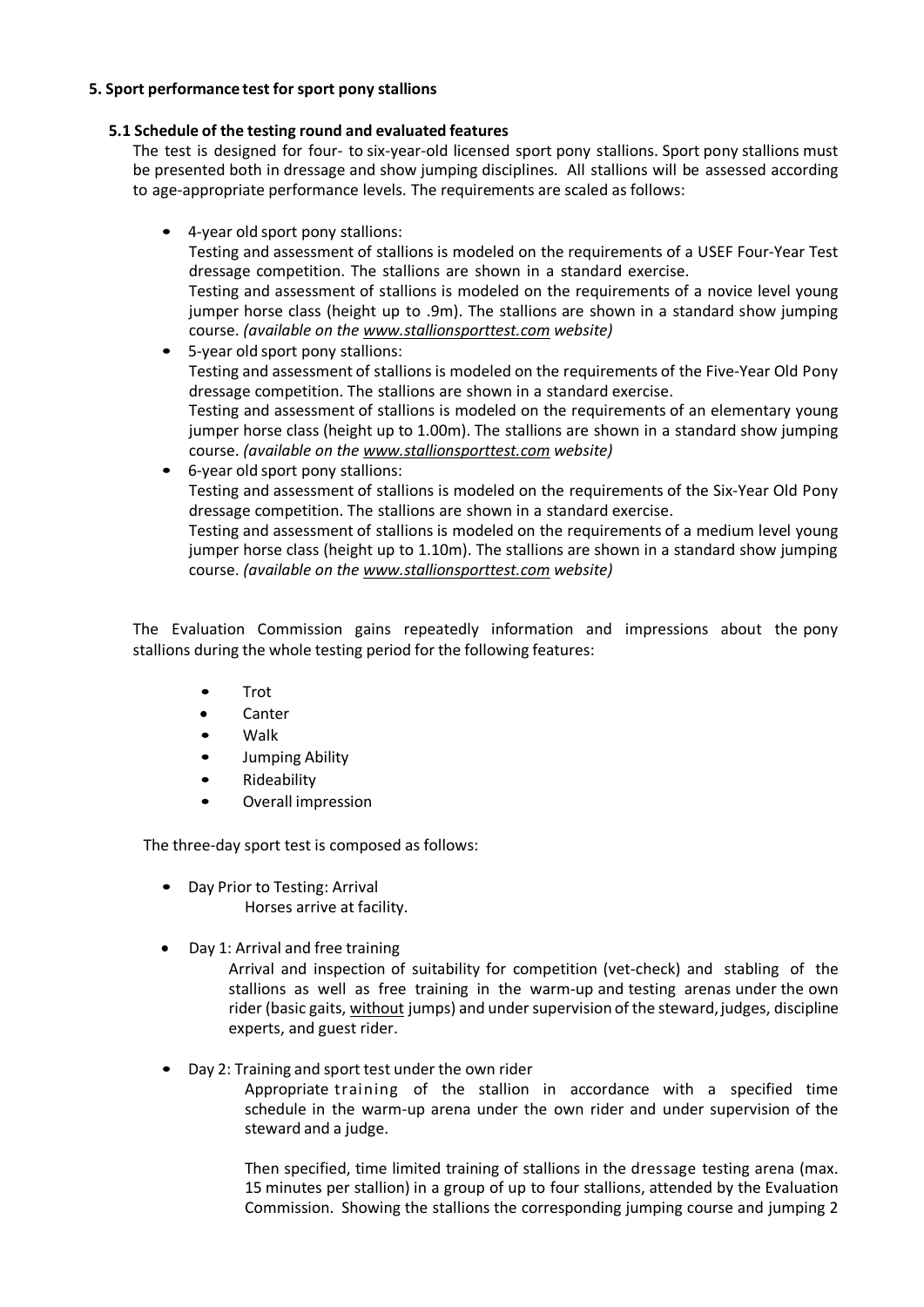## 5. Sport performance test for sport pony stallions

### 5.1 Schedule of the testing round and evaluated features

The test is designed for four- to six-year-old licensed sport pony stallions. Sport pony stallions must be presented both in dressage and show jumping disciplines. All stallions will be assessed according to age-appropriate performance levels. The requirements are scaled as follows:

- 4-year old sport pony stallions:
  Testing and assessment of stallions is modeled on the requirements of a USEF Four-Year Test dressage competition. The stallions are shown in a standard exercise.
  Testing and assessment of stallions is modeled on the requirements of a novice level young jumper horse class (height up to .9m). The stallions are shown in a standard show jumping course. *(available on the www.stallionsporttest.com website)*
- 5-year old sport pony stallions:
  Testing and assessment of stallions is modeled on the requirements of the Five-Year Old Pony dressage competition. The stallions are shown in a standard exercise.
  Testing and assessment of stallions is modeled on the requirements of an elementary young jumper horse class (height up to 1.00m). The stallions are shown in a standard show jumping course. *(available on the www.stallionsporttest.com website)*
- 6-year old sport pony stallions:
  Testing and assessment of stallions is modeled on the requirements of the Six-Year Old Pony dressage competition. The stallions are shown in a standard exercise.
  Testing and assessment of stallions is modeled on the requirements of a medium level young jumper horse class (height up to 1.10m). The stallions are shown in a standard show jumping course. *(available on the www.stallionsporttest.com website)*

The Evaluation Commission gains repeatedly information and impressions about the pony stallions during the whole testing period for the following features:

- Trot
- Canter
- Walk
- Jumping Ability
- Rideability
- Overall impression

The three-day sport test is composed as follows:

- Day Prior to Testing: Arrival
  Horses arrive at facility.
- Day 1: Arrival and free training
  Arrival and inspection of suitability for competition (vet-check) and stabling of the stallions as well as free training in the warm-up and testing arenas under the own rider (basic gaits, without jumps) and under supervision of the steward, judges, discipline experts, and guest rider.
- Day 2: Training and sport test under the own rider
  Appropriate training of the stallion in accordance with a specified time schedule in the warm-up arena under the own rider and under supervision of the steward and a judge.

  Then specified, time limited training of stallions in the dressage testing arena (max. 15 minutes per stallion) in a group of up to four stallions, attended by the Evaluation Commission. Showing the stallions the corresponding jumping course and jumping 2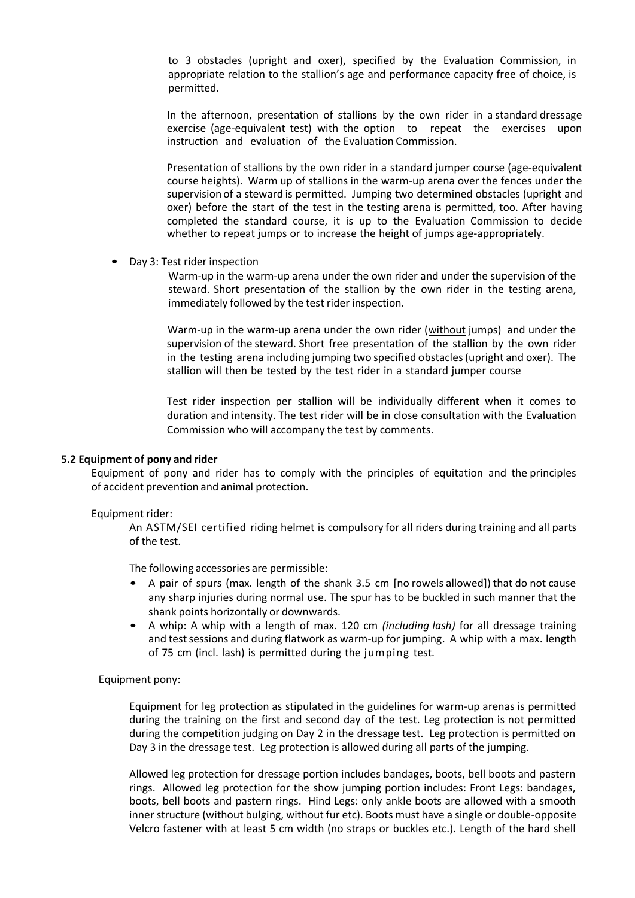to 3 obstacles (upright and oxer), specified by the Evaluation Commission, in appropriate relation to the stallion's age and performance capacity free of choice, is permitted.

In the afternoon, presentation of stallions by the own rider in a standard dressage exercise (age-equivalent test) with the option to repeat the exercises upon instruction and evaluation of the Evaluation Commission.

Presentation of stallions by the own rider in a standard jumper course (age-equivalent course heights). Warm up of stallions in the warm-up arena over the fences under the supervision of a steward is permitted. Jumping two determined obstacles (upright and oxer) before the start of the test in the testing arena is permitted, too. After having completed the standard course, it is up to the Evaluation Commission to decide whether to repeat jumps or to increase the height of jumps age-appropriately.

- Day 3: Test rider inspection

  Warm-up in the warm-up arena under the own rider and under the supervision of the steward. Short presentation of the stallion by the own rider in the testing arena, immediately followed by the test rider inspection.

  Warm-up in the warm-up arena under the own rider (<u>without</u> jumps) and under the supervision of the steward. Short free presentation of the stallion by the own rider in the testing arena including jumping two specified obstacles (upright and oxer). The stallion will then be tested by the test rider in a standard jumper course

  Test rider inspection per stallion will be individually different when it comes to duration and intensity. The test rider will be in close consultation with the Evaluation Commission who will accompany the test by comments.

### 5.2 Equipment of pony and rider

Equipment of pony and rider has to comply with the principles of equitation and the principles of accident prevention and animal protection.

Equipment rider:

An ASTM/SEI certified riding helmet is compulsory for all riders during training and all parts of the test.

The following accessories are permissible:

- A pair of spurs (max. length of the shank 3.5 cm [no rowels allowed]) that do not cause any sharp injuries during normal use. The spur has to be buckled in such manner that the shank points horizontally or downwards.
- A whip: A whip with a length of max. 120 cm *(including lash)* for all dressage training and test sessions and during flatwork as warm-up for jumping. A whip with a max. length of 75 cm (incl. lash) is permitted during the jumping test.

Equipment pony:

Equipment for leg protection as stipulated in the guidelines for warm-up arenas is permitted during the training on the first and second day of the test. Leg protection is not permitted during the competition judging on Day 2 in the dressage test. Leg protection is permitted on Day 3 in the dressage test. Leg protection is allowed during all parts of the jumping.

Allowed leg protection for dressage portion includes bandages, boots, bell boots and pastern rings. Allowed leg protection for the show jumping portion includes: Front Legs: bandages, boots, bell boots and pastern rings. Hind Legs: only ankle boots are allowed with a smooth inner structure (without bulging, without fur etc). Boots must have a single or double-opposite Velcro fastener with at least 5 cm width (no straps or buckles etc.). Length of the hard shell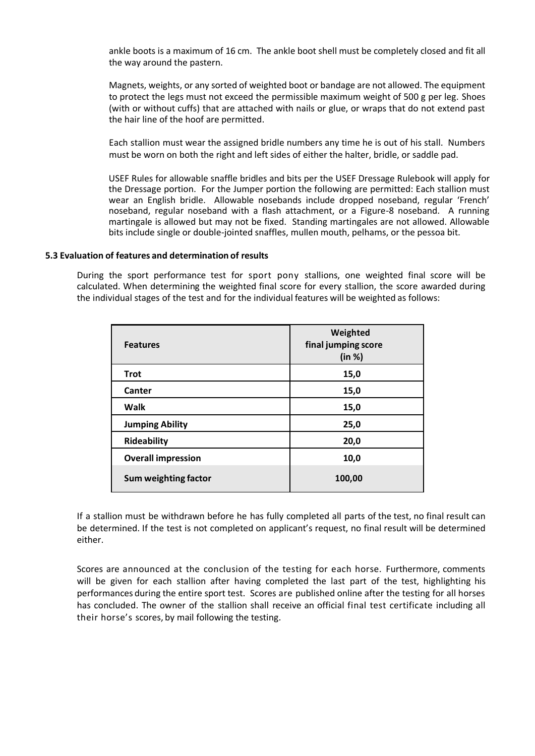ankle boots is a maximum of 16 cm. The ankle boot shell must be completely closed and fit all the way around the pastern.

Magnets, weights, or any sorted of weighted boot or bandage are not allowed. The equipment to protect the legs must not exceed the permissible maximum weight of 500 g per leg. Shoes (with or without cuffs) that are attached with nails or glue, or wraps that do not extend past the hair line of the hoof are permitted.

Each stallion must wear the assigned bridle numbers any time he is out of his stall. Numbers must be worn on both the right and left sides of either the halter, bridle, or saddle pad.

USEF Rules for allowable snaffle bridles and bits per the USEF Dressage Rulebook will apply for the Dressage portion. For the Jumper portion the following are permitted: Each stallion must wear an English bridle. Allowable nosebands include dropped noseband, regular 'French' noseband, regular noseband with a flash attachment, or a Figure-8 noseband. A running martingale is allowed but may not be fixed. Standing martingales are not allowed. Allowable bits include single or double-jointed snaffles, mullen mouth, pelhams, or the pessoa bit.

### 5.3 Evaluation of features and determination of results

During the sport performance test for sport pony stallions, one weighted final score will be calculated. When determining the weighted final score for every stallion, the score awarded during the individual stages of the test and for the individual features will be weighted as follows:

| Features | Weighted final jumping score (in %) |
|---|---|
| Trot | 15,0 |
| Canter | 15,0 |
| Walk | 15,0 |
| Jumping Ability | 25,0 |
| Rideability | 20,0 |
| Overall impression | 10,0 |
| Sum weighting factor | 100,00 |

If a stallion must be withdrawn before he has fully completed all parts of the test, no final result can be determined. If the test is not completed on applicant's request, no final result will be determined either.

Scores are announced at the conclusion of the testing for each horse. Furthermore, comments will be given for each stallion after having completed the last part of the test, highlighting his performances during the entire sport test. Scores are published online after the testing for all horses has concluded. The owner of the stallion shall receive an official final test certificate including all their horse's scores, by mail following the testing.